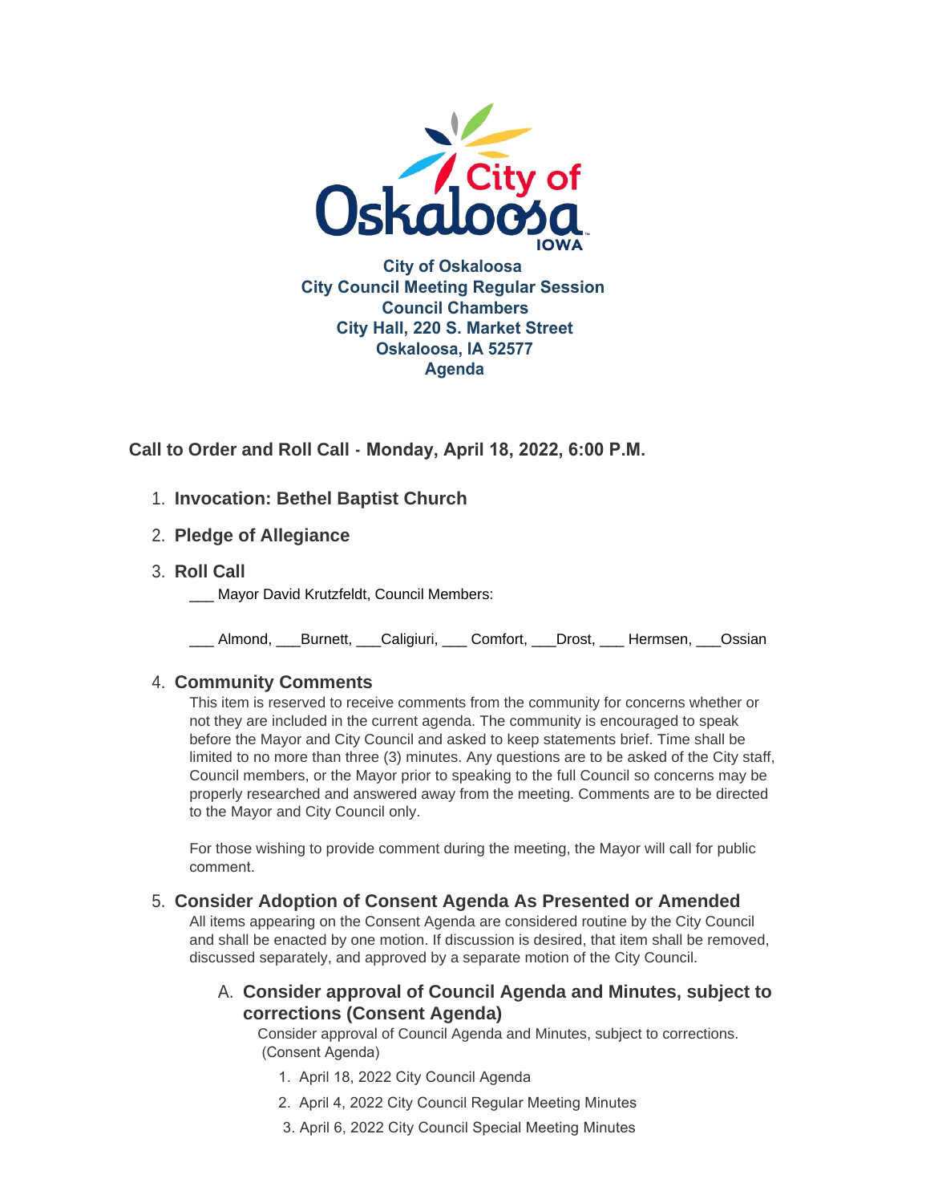**City of Oskaloosa**
**City Council Meeting Regular Session**
**Council Chambers**
**City Hall, 220 S. Market Street**
**Oskaloosa, IA 52577**
**Agenda**

## Call to Order and Roll Call - Monday, April 18, 2022, 6:00 P.M.

1. **Invocation: Bethel Baptist Church**

2. **Pledge of Allegiance**

3. **Roll Call**

   ___ Mayor David Krutzfeldt, Council Members:

   ___ Almond, ___Burnett, ___Caligiuri, ___ Comfort, ___Drost, ___ Hermsen, ___Ossian

4. **Community Comments**

   This item is reserved to receive comments from the community for concerns whether or not they are included in the current agenda. The community is encouraged to speak before the Mayor and City Council and asked to keep statements brief. Time shall be limited to no more than three (3) minutes. Any questions are to be asked of the City staff, Council members, or the Mayor prior to speaking to the full Council so concerns may be properly researched and answered away from the meeting. Comments are to be directed to the Mayor and City Council only.

   For those wishing to provide comment during the meeting, the Mayor will call for public comment.

5. **Consider Adoption of Consent Agenda As Presented or Amended**

   All items appearing on the Consent Agenda are considered routine by the City Council and shall be enacted by one motion. If discussion is desired, that item shall be removed, discussed separately, and approved by a separate motion of the City Council.

   A. **Consider approval of Council Agenda and Minutes, subject to corrections (Consent Agenda)**

      Consider approval of Council Agenda and Minutes, subject to corrections. (Consent Agenda)

      1. April 18, 2022 City Council Agenda
      2. April 4, 2022 City Council Regular Meeting Minutes
      3. April 6, 2022 City Council Special Meeting Minutes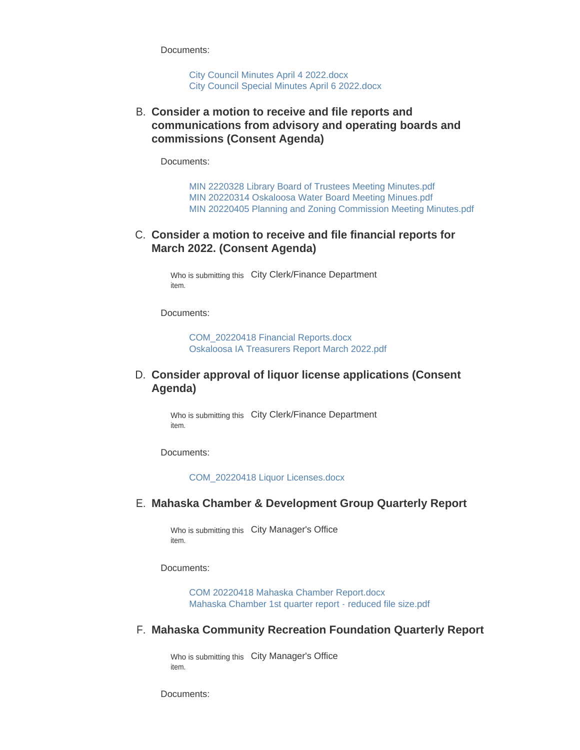Documents:

City Council Minutes April 4 2022.docx
City Council Special Minutes April 6 2022.docx

B. **Consider a motion to receive and file reports and communications from advisory and operating boards and commissions (Consent Agenda)**

Documents:

MIN 2220328 Library Board of Trustees Meeting Minutes.pdf
MIN 20220314 Oskaloosa Water Board Meeting Minues.pdf
MIN 20220405 Planning and Zoning Commission Meeting Minutes.pdf

C. **Consider a motion to receive and file financial reports for March 2022. (Consent Agenda)**

Who is submitting this item. City Clerk/Finance Department

Documents:

COM_20220418 Financial Reports.docx
Oskaloosa IA Treasurers Report March 2022.pdf

D. **Consider approval of liquor license applications (Consent Agenda)**

Who is submitting this item. City Clerk/Finance Department

Documents:

COM_20220418 Liquor Licenses.docx

E. **Mahaska Chamber & Development Group Quarterly Report**

Who is submitting this item. City Manager's Office

Documents:

COM 20220418 Mahaska Chamber Report.docx
Mahaska Chamber 1st quarter report - reduced file size.pdf

F. **Mahaska Community Recreation Foundation Quarterly Report**

Who is submitting this item. City Manager's Office

Documents: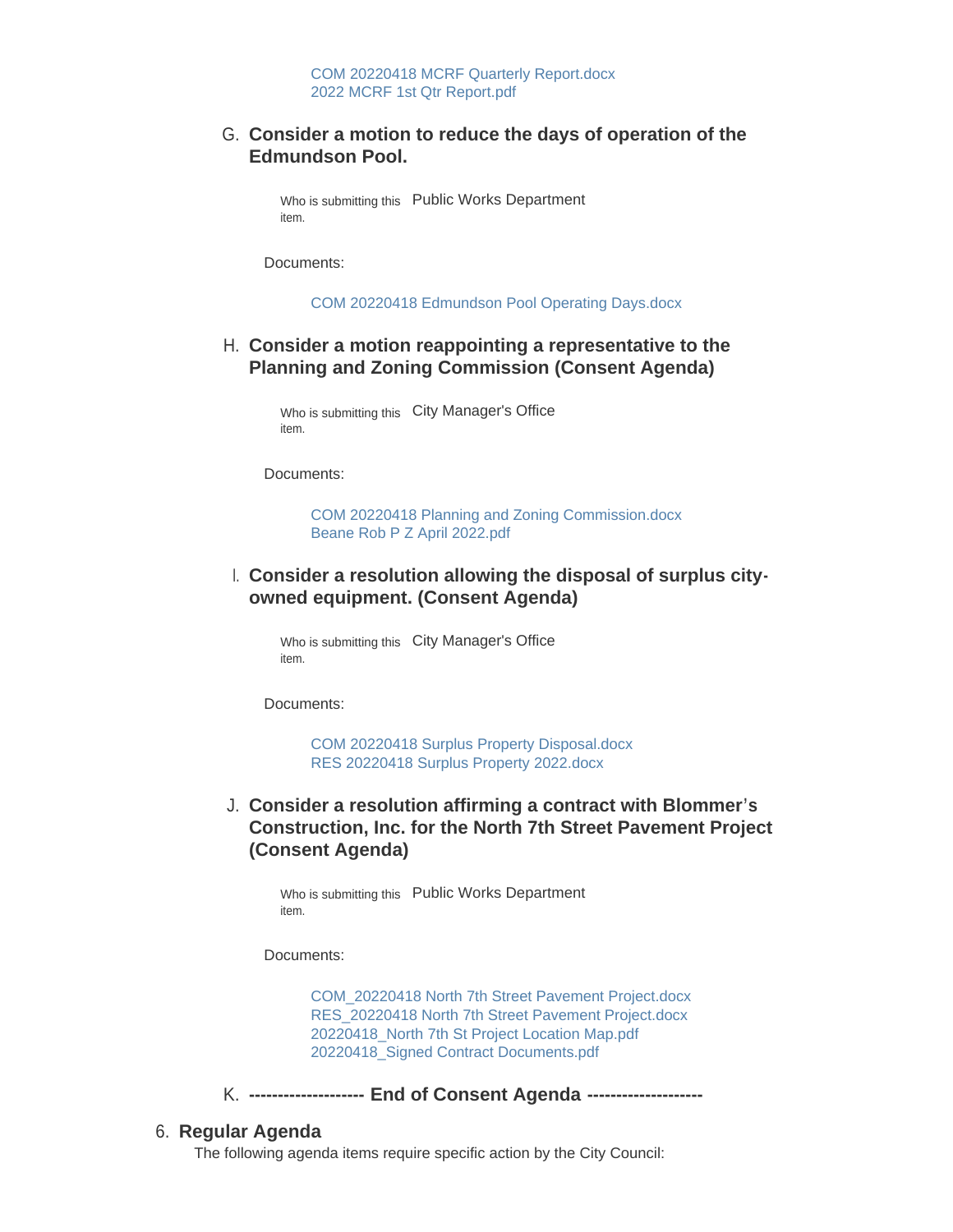COM 20220418 MCRF Quarterly Report.docx
2022 MCRF 1st Qtr Report.pdf

G. **Consider a motion to reduce the days of operation of the Edmundson Pool.**

Who is submitting this item. Public Works Department

Documents:

COM 20220418 Edmundson Pool Operating Days.docx

H. **Consider a motion reappointing a representative to the Planning and Zoning Commission (Consent Agenda)**

Who is submitting this item. City Manager's Office

Documents:

COM 20220418 Planning and Zoning Commission.docx
Beane Rob P Z April 2022.pdf

I. **Consider a resolution allowing the disposal of surplus city-owned equipment. (Consent Agenda)**

Who is submitting this item. City Manager's Office

Documents:

COM 20220418 Surplus Property Disposal.docx
RES 20220418 Surplus Property 2022.docx

J. **Consider a resolution affirming a contract with Blommer's Construction, Inc. for the North 7th Street Pavement Project (Consent Agenda)**

Who is submitting this item. Public Works Department

Documents:

COM_20220418 North 7th Street Pavement Project.docx
RES_20220418 North 7th Street Pavement Project.docx
20220418_North 7th St Project Location Map.pdf
20220418_Signed Contract Documents.pdf

K. **------------------- End of Consent Agenda -------------------**

## 6. Regular Agenda

The following agenda items require specific action by the City Council: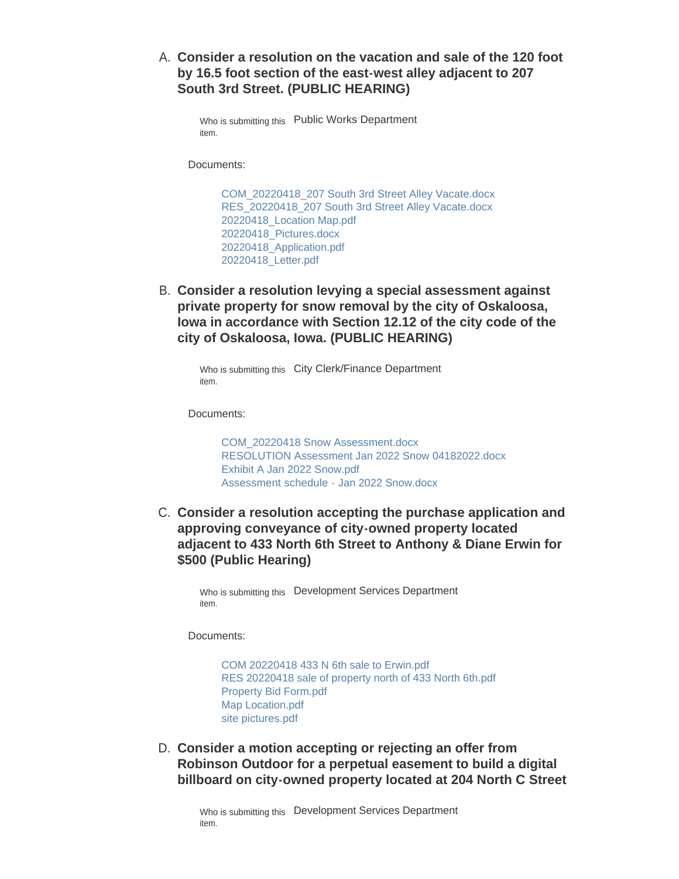A. **Consider a resolution on the vacation and sale of the 120 foot by 16.5 foot section of the east-west alley adjacent to 207 South 3rd Street. (PUBLIC HEARING)**

Who is submitting this item. Public Works Department

Documents:

- COM_20220418_207 South 3rd Street Alley Vacate.docx
- RES_20220418_207 South 3rd Street Alley Vacate.docx
- 20220418_Location Map.pdf
- 20220418_Pictures.docx
- 20220418_Application.pdf
- 20220418_Letter.pdf

B. **Consider a resolution levying a special assessment against private property for snow removal by the city of Oskaloosa, Iowa in accordance with Section 12.12 of the city code of the city of Oskaloosa, Iowa. (PUBLIC HEARING)**

Who is submitting this item. City Clerk/Finance Department

Documents:

- COM_20220418 Snow Assessment.docx
- RESOLUTION Assessment Jan 2022 Snow 04182022.docx
- Exhibit A Jan 2022 Snow.pdf
- Assessment schedule - Jan 2022 Snow.docx

C. **Consider a resolution accepting the purchase application and approving conveyance of city-owned property located adjacent to 433 North 6th Street to Anthony & Diane Erwin for $500 (Public Hearing)**

Who is submitting this item. Development Services Department

Documents:

- COM 20220418 433 N 6th sale to Erwin.pdf
- RES 20220418 sale of property north of 433 North 6th.pdf
- Property Bid Form.pdf
- Map Location.pdf
- site pictures.pdf

D. **Consider a motion accepting or rejecting an offer from Robinson Outdoor for a perpetual easement to build a digital billboard on city-owned property located at 204 North C Street**

Who is submitting this item. Development Services Department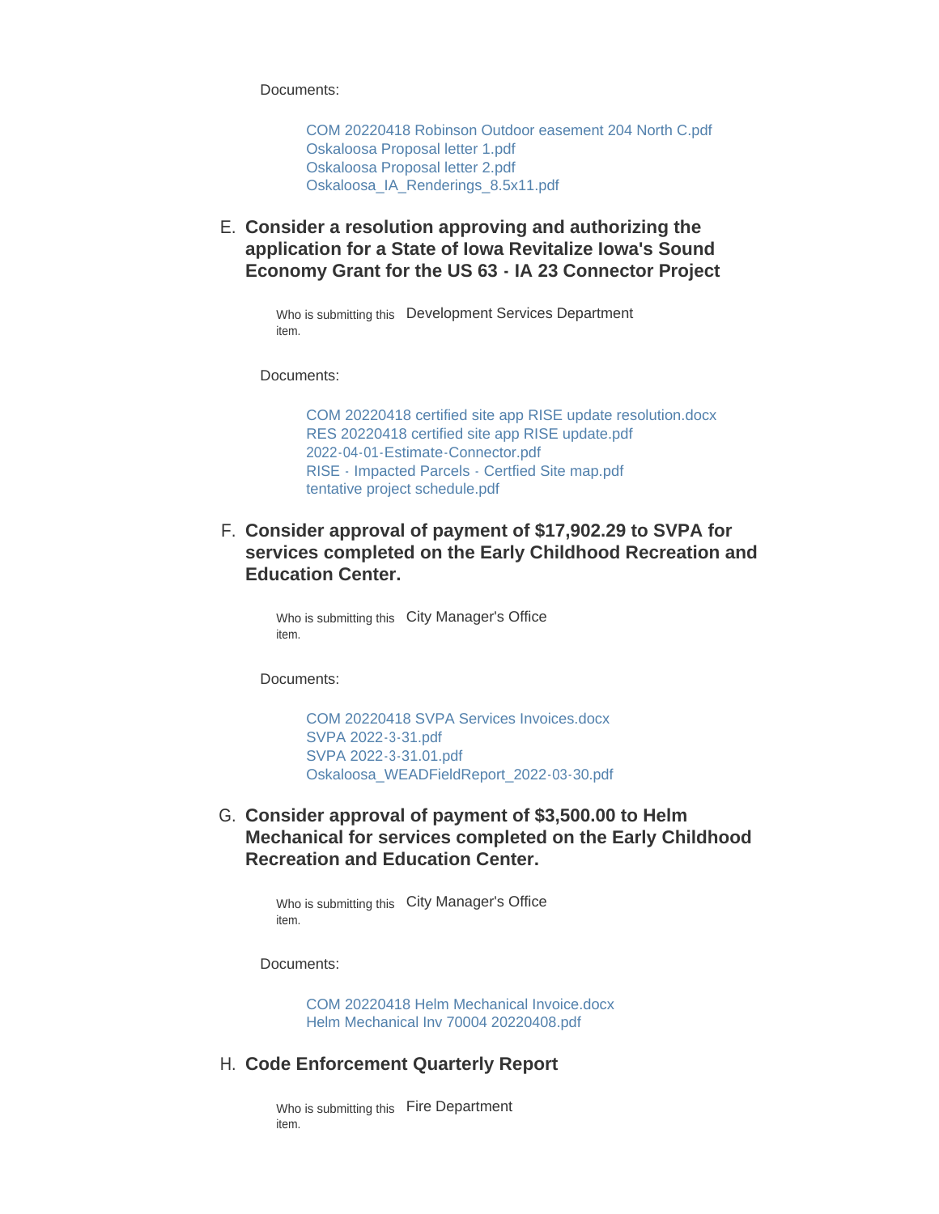Documents:

- COM 20220418 Robinson Outdoor easement 204 North C.pdf
- Oskaloosa Proposal letter 1.pdf
- Oskaloosa Proposal letter 2.pdf
- Oskaloosa_IA_Renderings_8.5x11.pdf

### E. Consider a resolution approving and authorizing the application for a State of Iowa Revitalize Iowa's Sound Economy Grant for the US 63 - IA 23 Connector Project

Who is submitting this item. Development Services Department

Documents:

- COM 20220418 certified site app RISE update resolution.docx
- RES 20220418 certified site app RISE update.pdf
- 2022-04-01-Estimate-Connector.pdf
- RISE - Impacted Parcels - Certfied Site map.pdf
- tentative project schedule.pdf

### F. Consider approval of payment of $17,902.29 to SVPA for services completed on the Early Childhood Recreation and Education Center.

Who is submitting this item. City Manager's Office

Documents:

- COM 20220418 SVPA Services Invoices.docx
- SVPA 2022-3-31.pdf
- SVPA 2022-3-31.01.pdf
- Oskaloosa_WEADFieldReport_2022-03-30.pdf

### G. Consider approval of payment of $3,500.00 to Helm Mechanical for services completed on the Early Childhood Recreation and Education Center.

Who is submitting this item. City Manager's Office

Documents:

- COM 20220418 Helm Mechanical Invoice.docx
- Helm Mechanical Inv 70004 20220408.pdf

### H. Code Enforcement Quarterly Report

Who is submitting this item. Fire Department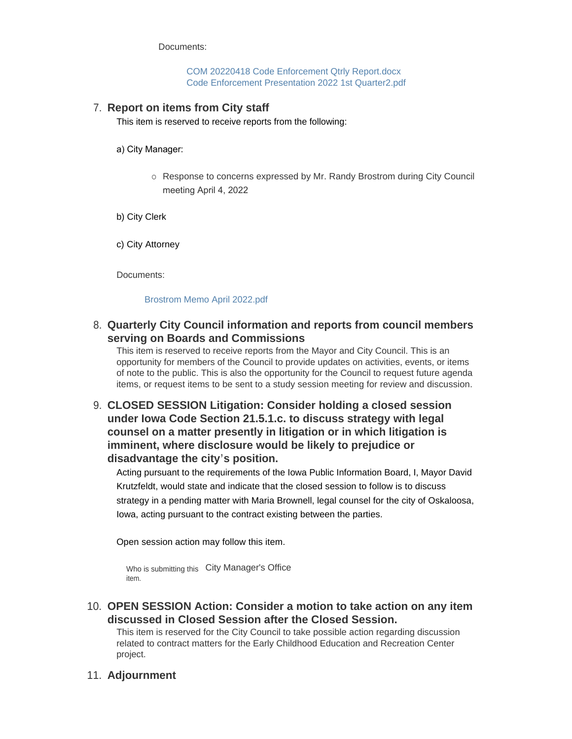Documents:

COM 20220418 Code Enforcement Qtrly Report.docx
Code Enforcement Presentation 2022 1st Quarter2.pdf

7. **Report on items from City staff**

This item is reserved to receive reports from the following:

a) City Manager:

- Response to concerns expressed by Mr. Randy Brostrom during City Council meeting April 4, 2022

b) City Clerk

c) City Attorney

Documents:

Brostrom Memo April 2022.pdf

8. **Quarterly City Council information and reports from council members serving on Boards and Commissions**

This item is reserved to receive reports from the Mayor and City Council. This is an opportunity for members of the Council to provide updates on activities, events, or items of note to the public. This is also the opportunity for the Council to request future agenda items, or request items to be sent to a study session meeting for review and discussion.

9. **CLOSED SESSION Litigation: Consider holding a closed session under Iowa Code Section 21.5.1.c. to discuss strategy with legal counsel on a matter presently in litigation or in which litigation is imminent, where disclosure would be likely to prejudice or disadvantage the city's position.**

Acting pursuant to the requirements of the Iowa Public Information Board, I, Mayor David Krutzfeldt, would state and indicate that the closed session to follow is to discuss strategy in a pending matter with Maria Brownell, legal counsel for the city of Oskaloosa, Iowa, acting pursuant to the contract existing between the parties.

Open session action may follow this item.

Who is submitting this item. City Manager's Office

10. **OPEN SESSION Action: Consider a motion to take action on any item discussed in Closed Session after the Closed Session.**

This item is reserved for the City Council to take possible action regarding discussion related to contract matters for the Early Childhood Education and Recreation Center project.

11. **Adjournment**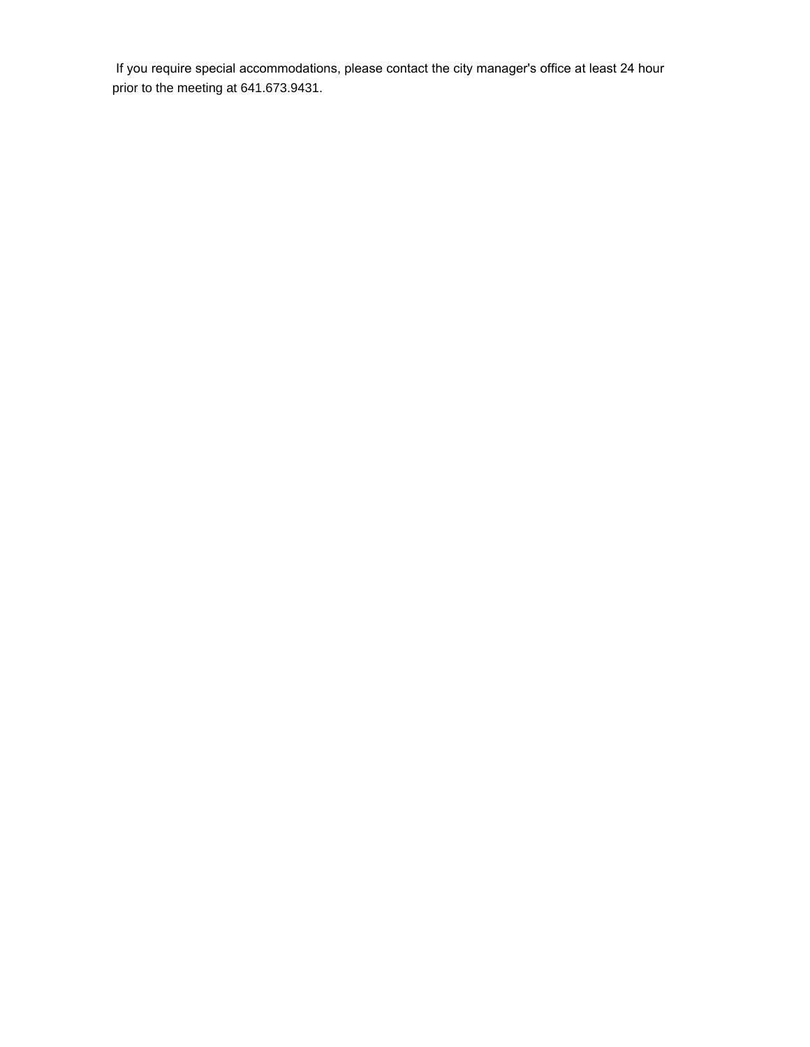If you require special accommodations, please contact the city manager's office at least 24 hour prior to the meeting at 641.673.9431.